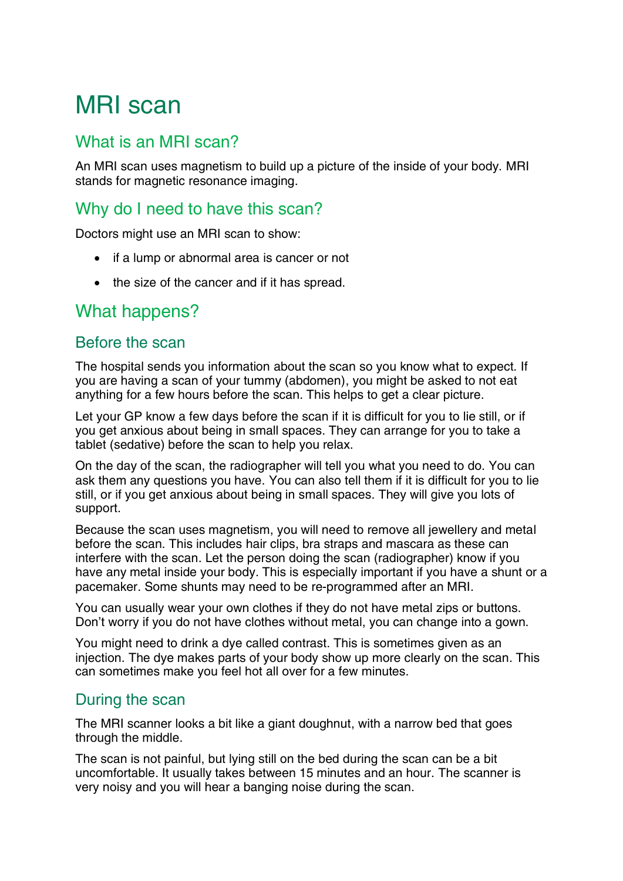# MRI scan

## What is an MRI scan?

An MRI scan uses magnetism to build up a picture of the inside of your body. MRI stands for magnetic resonance imaging.

## Why do I need to have this scan?

Doctors might use an MRI scan to show:

- if a lump or abnormal area is cancer or not
- the size of the cancer and if it has spread.

## What happens?

### Before the scan

The hospital sends you information about the scan so you know what to expect. If you are having a scan of your tummy (abdomen), you might be asked to not eat anything for a few hours before the scan. This helps to get a clear picture.

Let your GP know a few days before the scan if it is difficult for you to lie still, or if you get anxious about being in small spaces. They can arrange for you to take a tablet (sedative) before the scan to help you relax.

On the day of the scan, the radiographer will tell you what you need to do. You can ask them any questions you have. You can also tell them if it is difficult for you to lie still, or if you get anxious about being in small spaces. They will give you lots of support.

Because the scan uses magnetism, you will need to remove all jewellery and metal before the scan. This includes hair clips, bra straps and mascara as these can interfere with the scan. Let the person doing the scan (radiographer) know if you have any metal inside your body. This is especially important if you have a shunt or a pacemaker. Some shunts may need to be re-programmed after an MRI.

You can usually wear your own clothes if they do not have metal zips or buttons. Don't worry if you do not have clothes without metal, you can change into a gown.

You might need to drink a dye called contrast. This is sometimes given as an injection. The dye makes parts of your body show up more clearly on the scan. This can sometimes make you feel hot all over for a few minutes.

### During the scan

The MRI scanner looks a bit like a giant doughnut, with a narrow bed that goes through the middle.

The scan is not painful, but lying still on the bed during the scan can be a bit uncomfortable. It usually takes between 15 minutes and an hour. The scanner is very noisy and you will hear a banging noise during the scan.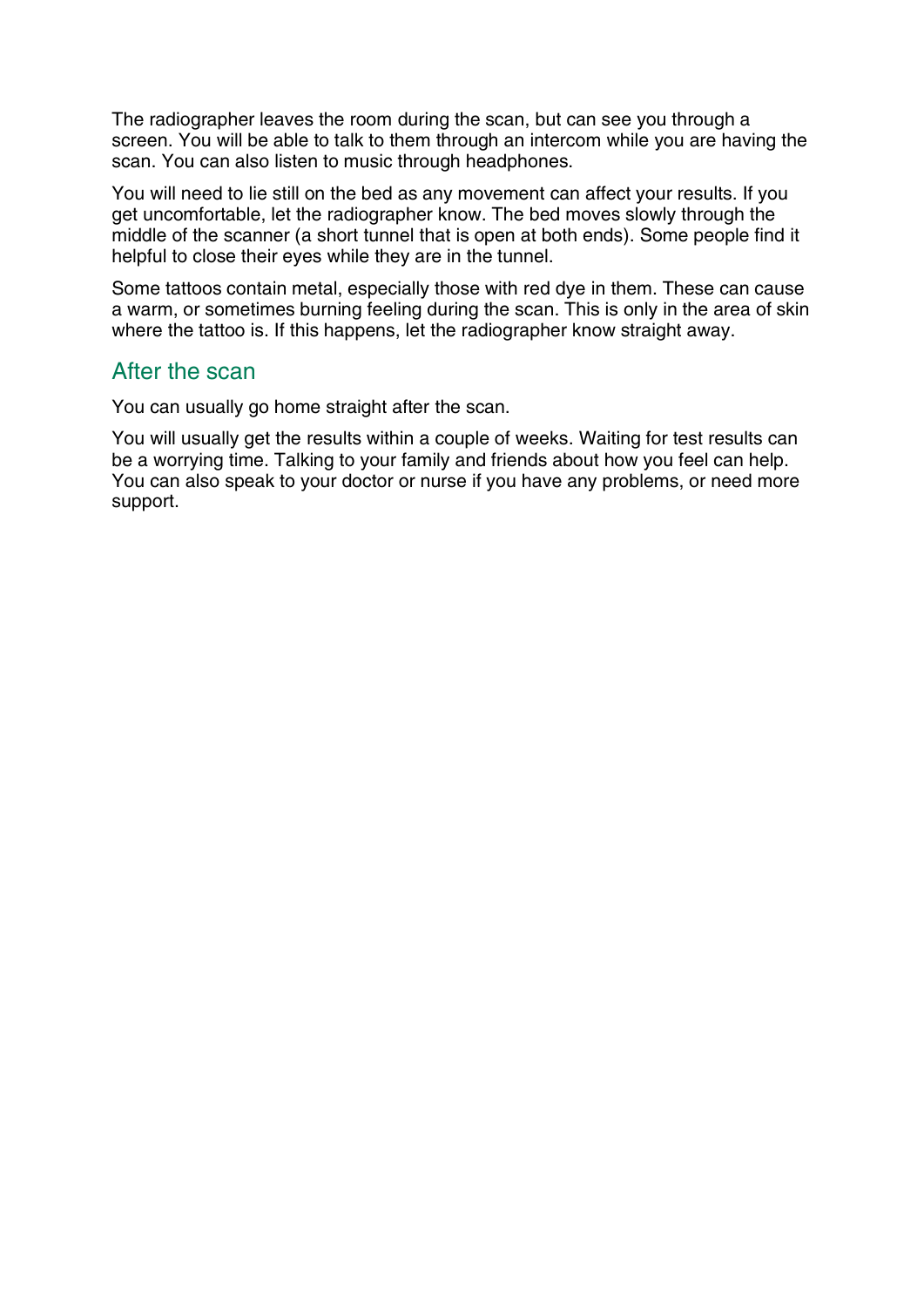The radiographer leaves the room during the scan, but can see you through a screen. You will be able to talk to them through an intercom while you are having the scan. You can also listen to music through headphones.

You will need to lie still on the bed as any movement can affect your results. If you get uncomfortable, let the radiographer know. The bed moves slowly through the middle of the scanner (a short tunnel that is open at both ends). Some people find it helpful to close their eyes while they are in the tunnel.

Some tattoos contain metal, especially those with red dye in them. These can cause a warm, or sometimes burning feeling during the scan. This is only in the area of skin where the tattoo is. If this happens, let the radiographer know straight away.

## After the scan

You can usually go home straight after the scan.

You will usually get the results within a couple of weeks. Waiting for test results can be a worrying time. Talking to your family and friends about how you feel can help. You can also speak to your doctor or nurse if you have any problems, or need more support.